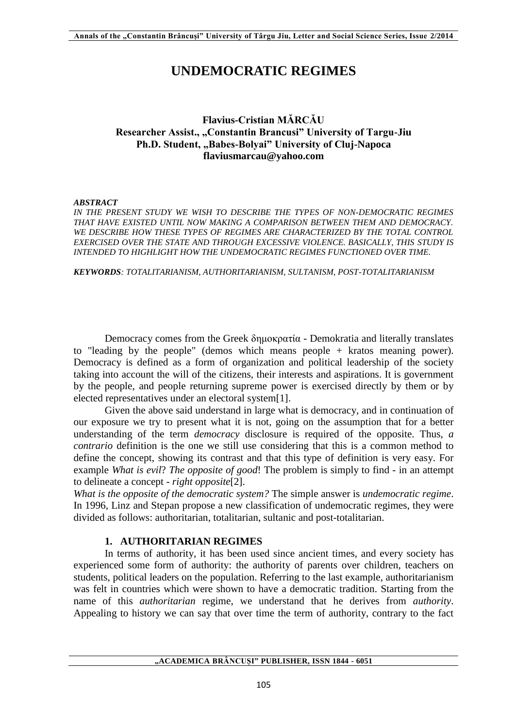# UNDEMOCRATIC REGIMES

**Flavius-Cristian MĂRCĂU**
**Researcher Assist., „Constantin Brancusi" University of Targu-Jiu**
**Ph.D. Student, „Babes-Bolyai" University of Cluj-Napoca**
**flaviusmarcau@yahoo.com**

***ABSTRACT***

*IN THE PRESENT STUDY WE WISH TO DESCRIBE THE TYPES OF NON-DEMOCRATIC REGIMES THAT HAVE EXISTED UNTIL NOW MAKING A COMPARISON BETWEEN THEM AND DEMOCRACY. WE DESCRIBE HOW THESE TYPES OF REGIMES ARE CHARACTERIZED BY THE TOTAL CONTROL EXERCISED OVER THE STATE AND THROUGH EXCESSIVE VIOLENCE. BASICALLY, THIS STUDY IS INTENDED TO HIGHLIGHT HOW THE UNDEMOCRATIC REGIMES FUNCTIONED OVER TIME.*

***KEYWORDS****: TOTALITARIANISM, AUTHORITARIANISM, SULTANISM, POST-TOTALITARIANISM*

Democracy comes from the Greek δημοκρατία - Demokratia and literally translates to "leading by the people" (demos which means people + kratos meaning power). Democracy is defined as a form of organization and political leadership of the society taking into account the will of the citizens, their interests and aspirations. It is government by the people, and people returning supreme power is exercised directly by them or by elected representatives under an electoral system[1].

Given the above said understand in large what is democracy, and in continuation of our exposure we try to present what it is not, going on the assumption that for a better understanding of the term *democracy* disclosure is required of the opposite. Thus, *a contrario* definition is the one we still use considering that this is a common method to define the concept, showing its contrast and that this type of definition is very easy. For example *What is evil*? *The opposite of good*! The problem is simply to find - in an attempt to delineate a concept - *right opposite*[2].

*What is the opposite of the democratic system?* The simple answer is *undemocratic regime*. In 1996, Linz and Stepan propose a new classification of undemocratic regimes, they were divided as follows: authoritarian, totalitarian, sultanic and post-totalitarian.

## 1. AUTHORITARIAN REGIMES

In terms of authority, it has been used since ancient times, and every society has experienced some form of authority: the authority of parents over children, teachers on students, political leaders on the population. Referring to the last example, authoritarianism was felt in countries which were shown to have a democratic tradition. Starting from the name of this *authoritarian* regime, we understand that he derives from *authority*. Appealing to history we can say that over time the term of authority, contrary to the fact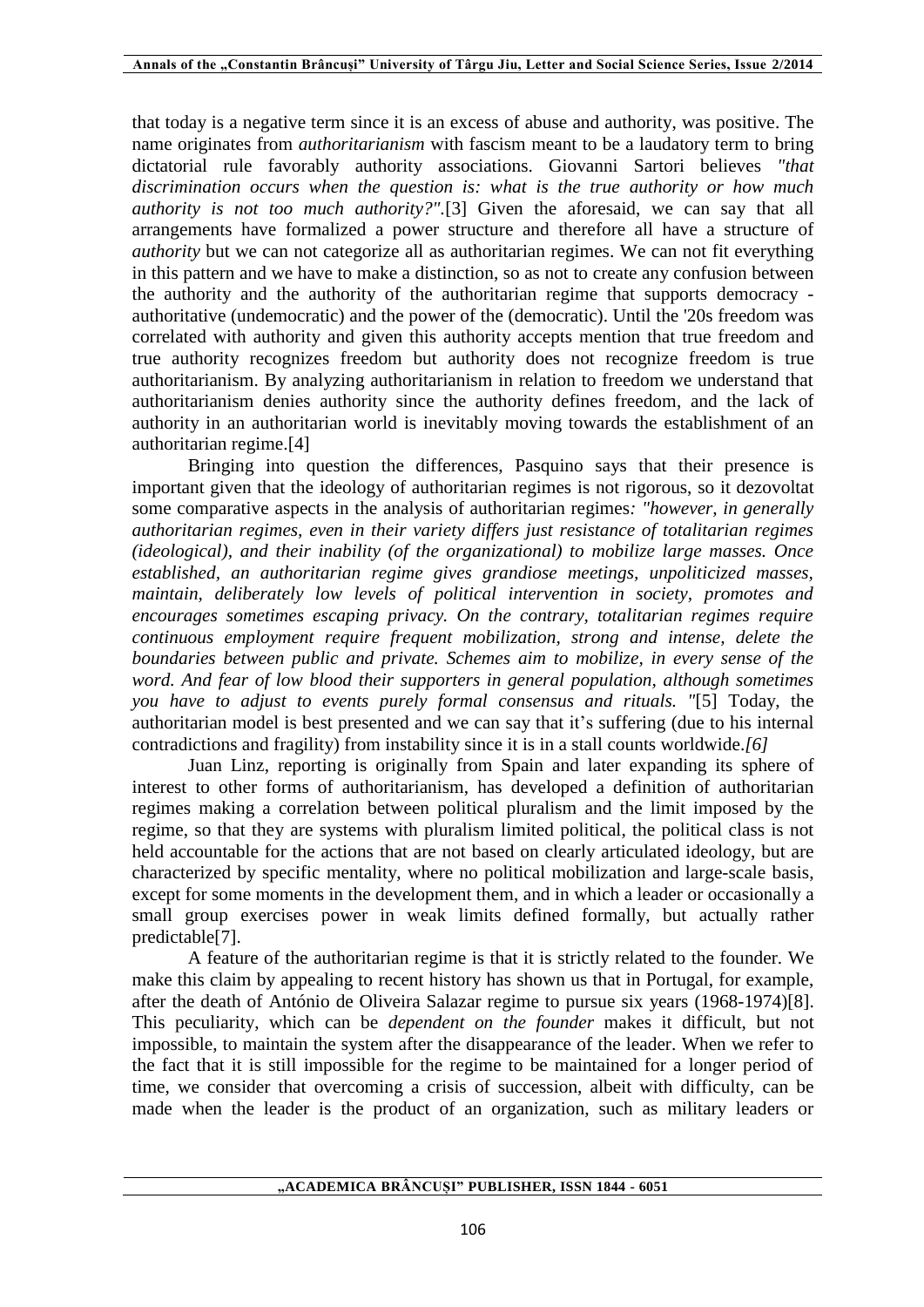that today is a negative term since it is an excess of abuse and authority, was positive. The name originates from *authoritarianism* with fascism meant to be a laudatory term to bring dictatorial rule favorably authority associations. Giovanni Sartori believes *"that discrimination occurs when the question is: what is the true authority or how much authority is not too much authority?"*.[3] Given the aforesaid, we can say that all arrangements have formalized a power structure and therefore all have a structure of *authority* but we can not categorize all as authoritarian regimes. We can not fit everything in this pattern and we have to make a distinction, so as not to create any confusion between the authority and the authority of the authoritarian regime that supports democracy - authoritative (undemocratic) and the power of the (democratic). Until the '20s freedom was correlated with authority and given this authority accepts mention that true freedom and true authority recognizes freedom but authority does not recognize freedom is true authoritarianism. By analyzing authoritarianism in relation to freedom we understand that authoritarianism denies authority since the authority defines freedom, and the lack of authority in an authoritarian world is inevitably moving towards the establishment of an authoritarian regime.[4]

Bringing into question the differences, Pasquino says that their presence is important given that the ideology of authoritarian regimes is not rigorous, so it dezovoltat some comparative aspects in the analysis of authoritarian regimes*: "however, in generally authoritarian regimes, even in their variety differs just resistance of totalitarian regimes (ideological), and their inability (of the organizational) to mobilize large masses. Once established, an authoritarian regime gives grandiose meetings, unpoliticized masses, maintain, deliberately low levels of political intervention in society, promotes and encourages sometimes escaping privacy. On the contrary, totalitarian regimes require continuous employment require frequent mobilization, strong and intense, delete the boundaries between public and private. Schemes aim to mobilize, in every sense of the word. And fear of low blood their supporters in general population, although sometimes you have to adjust to events purely formal consensus and rituals. "*[5] Today, the authoritarian model is best presented and we can say that it's suffering (due to his internal contradictions and fragility) from instability since it is in a stall counts worldwide.*[6]*

Juan Linz, reporting is originally from Spain and later expanding its sphere of interest to other forms of authoritarianism, has developed a definition of authoritarian regimes making a correlation between political pluralism and the limit imposed by the regime, so that they are systems with pluralism limited political, the political class is not held accountable for the actions that are not based on clearly articulated ideology, but are characterized by specific mentality, where no political mobilization and large-scale basis, except for some moments in the development them, and in which a leader or occasionally a small group exercises power in weak limits defined formally, but actually rather predictable[7].

A feature of the authoritarian regime is that it is strictly related to the founder. We make this claim by appealing to recent history has shown us that in Portugal, for example, after the death of António de Oliveira Salazar regime to pursue six years (1968-1974)[8]. This peculiarity, which can be *dependent on the founder* makes it difficult, but not impossible, to maintain the system after the disappearance of the leader. When we refer to the fact that it is still impossible for the regime to be maintained for a longer period of time, we consider that overcoming a crisis of succession, albeit with difficulty, can be made when the leader is the product of an organization, such as military leaders or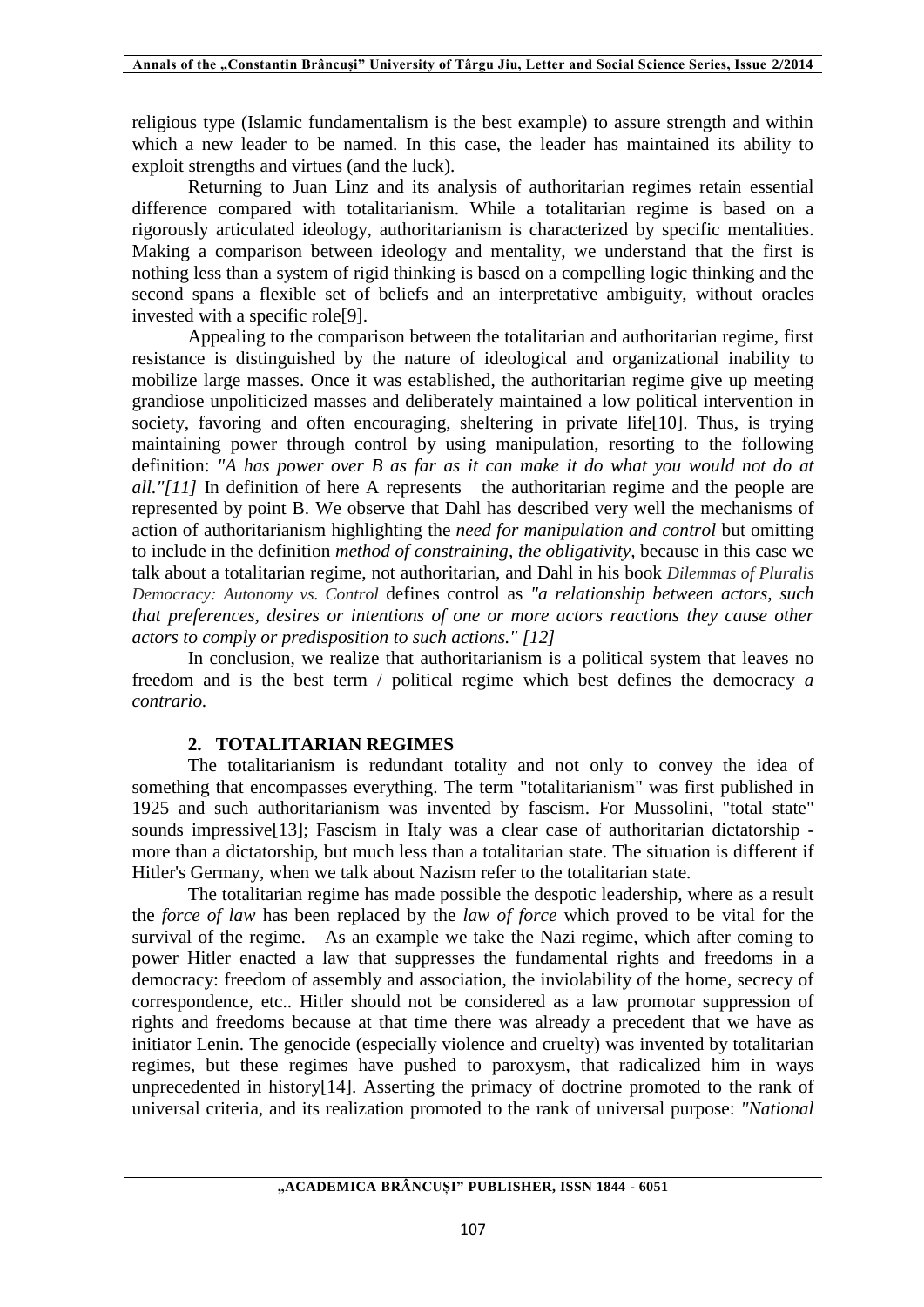religious type (Islamic fundamentalism is the best example) to assure strength and within which a new leader to be named. In this case, the leader has maintained its ability to exploit strengths and virtues (and the luck).

Returning to Juan Linz and its analysis of authoritarian regimes retain essential difference compared with totalitarianism. While a totalitarian regime is based on a rigorously articulated ideology, authoritarianism is characterized by specific mentalities. Making a comparison between ideology and mentality, we understand that the first is nothing less than a system of rigid thinking is based on a compelling logic thinking and the second spans a flexible set of beliefs and an interpretative ambiguity, without oracles invested with a specific role[9].

Appealing to the comparison between the totalitarian and authoritarian regime, first resistance is distinguished by the nature of ideological and organizational inability to mobilize large masses. Once it was established, the authoritarian regime give up meeting grandiose unpoliticized masses and deliberately maintained a low political intervention in society, favoring and often encouraging, sheltering in private life[10]. Thus, is trying maintaining power through control by using manipulation, resorting to the following definition: *"A has power over B as far as it can make it do what you would not do at all."[11]* In definition of here A represents the authoritarian regime and the people are represented by point B. We observe that Dahl has described very well the mechanisms of action of authoritarianism highlighting the *need for manipulation and control* but omitting to include in the definition *method of constraining, the obligativity*, because in this case we talk about a totalitarian regime, not authoritarian, and Dahl in his book *Dilemmas of Pluralis Democracy: Autonomy vs. Control* defines control as *"a relationship between actors, such that preferences, desires or intentions of one or more actors reactions they cause other actors to comply or predisposition to such actions." [12]*

In conclusion, we realize that authoritarianism is a political system that leaves no freedom and is the best term / political regime which best defines the democracy *a contrario.*

## 2. TOTALITARIAN REGIMES

The totalitarianism is redundant totality and not only to convey the idea of something that encompasses everything. The term "totalitarianism" was first published in 1925 and such authoritarianism was invented by fascism. For Mussolini, "total state" sounds impressive[13]; Fascism in Italy was a clear case of authoritarian dictatorship - more than a dictatorship, but much less than a totalitarian state. The situation is different if Hitler's Germany, when we talk about Nazism refer to the totalitarian state.

The totalitarian regime has made possible the despotic leadership, where as a result the *force of law* has been replaced by the *law of force* which proved to be vital for the survival of the regime. As an example we take the Nazi regime, which after coming to power Hitler enacted a law that suppresses the fundamental rights and freedoms in a democracy: freedom of assembly and association, the inviolability of the home, secrecy of correspondence, etc.. Hitler should not be considered as a law promotar suppression of rights and freedoms because at that time there was already a precedent that we have as initiator Lenin. The genocide (especially violence and cruelty) was invented by totalitarian regimes, but these regimes have pushed to paroxysm, that radicalized him in ways unprecedented in history[14]. Asserting the primacy of doctrine promoted to the rank of universal criteria, and its realization promoted to the rank of universal purpose: *"National*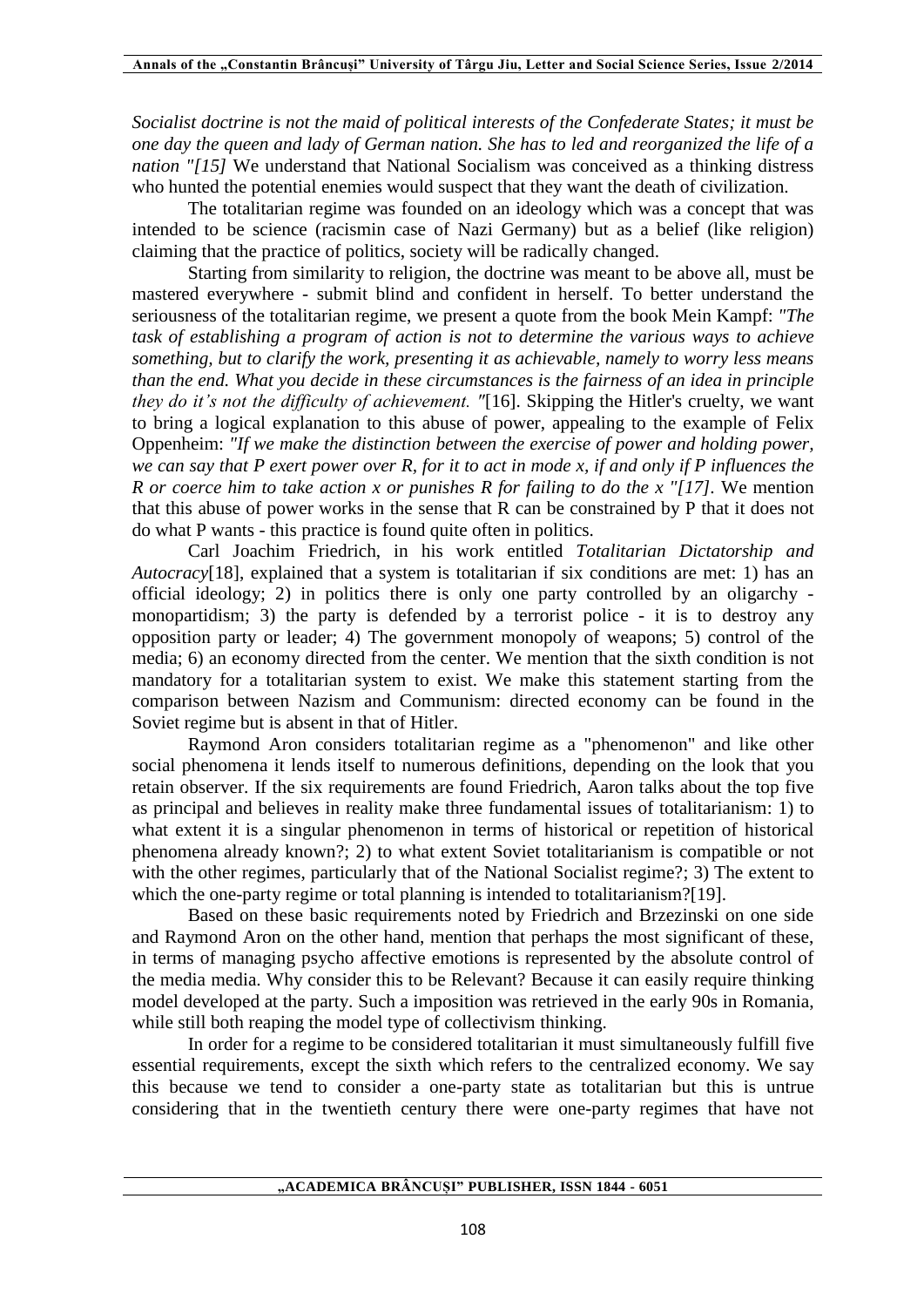*Socialist doctrine is not the maid of political interests of the Confederate States; it must be one day the queen and lady of German nation. She has to led and reorganized the life of a nation "[15]* We understand that National Socialism was conceived as a thinking distress who hunted the potential enemies would suspect that they want the death of civilization.

The totalitarian regime was founded on an ideology which was a concept that was intended to be science (racismin case of Nazi Germany) but as a belief (like religion) claiming that the practice of politics, society will be radically changed.

Starting from similarity to religion, the doctrine was meant to be above all, must be mastered everywhere - submit blind and confident in herself. To better understand the seriousness of the totalitarian regime, we present a quote from the book Mein Kampf: *"The task of establishing a program of action is not to determine the various ways to achieve something, but to clarify the work, presenting it as achievable, namely to worry less means than the end. What you decide in these circumstances is the fairness of an idea in principle they do it's not the difficulty of achievement. "*[16]. Skipping the Hitler's cruelty, we want to bring a logical explanation to this abuse of power, appealing to the example of Felix Oppenheim: *"If we make the distinction between the exercise of power and holding power, we can say that P exert power over R, for it to act in mode x, if and only if P influences the R or coerce him to take action x or punishes R for failing to do the x "[17]*. We mention that this abuse of power works in the sense that R can be constrained by P that it does not do what P wants - this practice is found quite often in politics.

Carl Joachim Friedrich, in his work entitled *Totalitarian Dictatorship and Autocracy*[18], explained that a system is totalitarian if six conditions are met: 1) has an official ideology; 2) in politics there is only one party controlled by an oligarchy - monopartidism; 3) the party is defended by a terrorist police - it is to destroy any opposition party or leader; 4) The government monopoly of weapons; 5) control of the media; 6) an economy directed from the center. We mention that the sixth condition is not mandatory for a totalitarian system to exist. We make this statement starting from the comparison between Nazism and Communism: directed economy can be found in the Soviet regime but is absent in that of Hitler.

Raymond Aron considers totalitarian regime as a "phenomenon" and like other social phenomena it lends itself to numerous definitions, depending on the look that you retain observer. If the six requirements are found Friedrich, Aaron talks about the top five as principal and believes in reality make three fundamental issues of totalitarianism: 1) to what extent it is a singular phenomenon in terms of historical or repetition of historical phenomena already known?; 2) to what extent Soviet totalitarianism is compatible or not with the other regimes, particularly that of the National Socialist regime?; 3) The extent to which the one-party regime or total planning is intended to totalitarianism?[19].

Based on these basic requirements noted by Friedrich and Brzezinski on one side and Raymond Aron on the other hand, mention that perhaps the most significant of these, in terms of managing psycho affective emotions is represented by the absolute control of the media media. Why consider this to be Relevant? Because it can easily require thinking model developed at the party. Such a imposition was retrieved in the early 90s in Romania, while still both reaping the model type of collectivism thinking.

In order for a regime to be considered totalitarian it must simultaneously fulfill five essential requirements, except the sixth which refers to the centralized economy. We say this because we tend to consider a one-party state as totalitarian but this is untrue considering that in the twentieth century there were one-party regimes that have not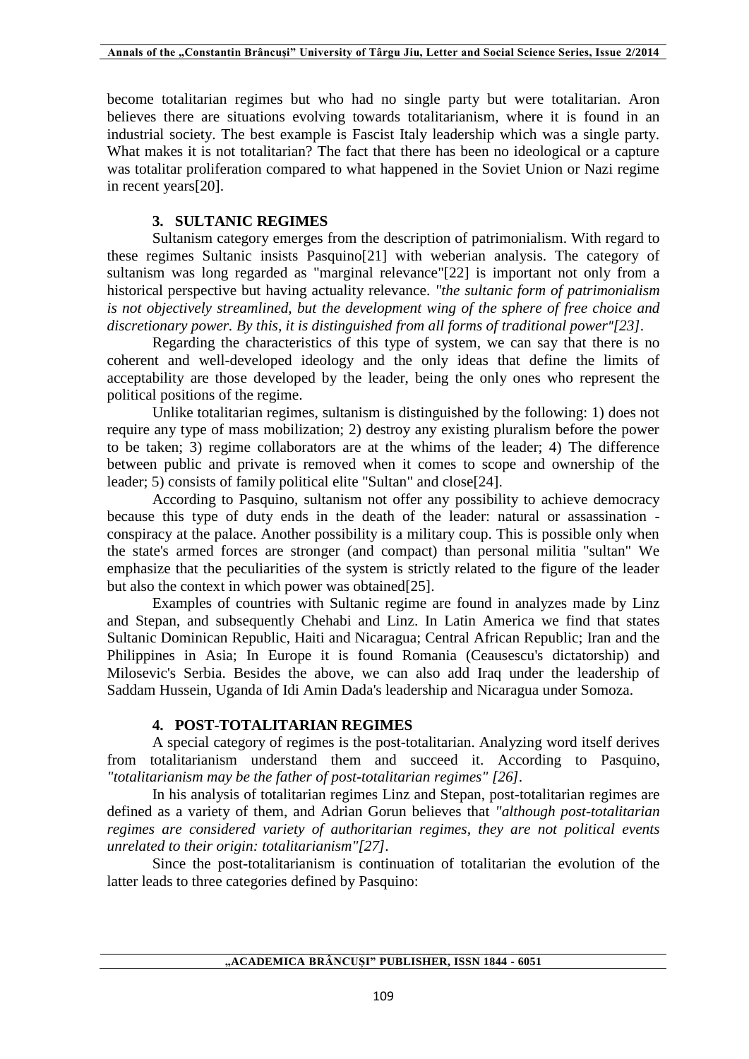become totalitarian regimes but who had no single party but were totalitarian. Aron believes there are situations evolving towards totalitarianism, where it is found in an industrial society. The best example is Fascist Italy leadership which was a single party. What makes it is not totalitarian? The fact that there has been no ideological or a capture was totalitar proliferation compared to what happened in the Soviet Union or Nazi regime in recent years[20].

## 3. SULTANIC REGIMES

Sultanism category emerges from the description of patrimonialism. With regard to these regimes Sultanic insists Pasquino[21] with weberian analysis. The category of sultanism was long regarded as "marginal relevance"[22] is important not only from a historical perspective but having actuality relevance. *"the sultanic form of patrimonialism is not objectively streamlined, but the development wing of the sphere of free choice and discretionary power. By this, it is distinguished from all forms of traditional power"[23]*.

Regarding the characteristics of this type of system, we can say that there is no coherent and well-developed ideology and the only ideas that define the limits of acceptability are those developed by the leader, being the only ones who represent the political positions of the regime.

Unlike totalitarian regimes, sultanism is distinguished by the following: 1) does not require any type of mass mobilization; 2) destroy any existing pluralism before the power to be taken; 3) regime collaborators are at the whims of the leader; 4) The difference between public and private is removed when it comes to scope and ownership of the leader; 5) consists of family political elite "Sultan" and close[24].

According to Pasquino, sultanism not offer any possibility to achieve democracy because this type of duty ends in the death of the leader: natural or assassination - conspiracy at the palace. Another possibility is a military coup. This is possible only when the state's armed forces are stronger (and compact) than personal militia "sultan" We emphasize that the peculiarities of the system is strictly related to the figure of the leader but also the context in which power was obtained[25].

Examples of countries with Sultanic regime are found in analyzes made by Linz and Stepan, and subsequently Chehabi and Linz. In Latin America we find that states Sultanic Dominican Republic, Haiti and Nicaragua; Central African Republic; Iran and the Philippines in Asia; In Europe it is found Romania (Ceausescu's dictatorship) and Milosevic's Serbia. Besides the above, we can also add Iraq under the leadership of Saddam Hussein, Uganda of Idi Amin Dada's leadership and Nicaragua under Somoza.

## 4. POST-TOTALITARIAN REGIMES

A special category of regimes is the post-totalitarian. Analyzing word itself derives from totalitarianism understand them and succeed it. According to Pasquino, *"totalitarianism may be the father of post-totalitarian regimes" [26]*.

In his analysis of totalitarian regimes Linz and Stepan, post-totalitarian regimes are defined as a variety of them, and Adrian Gorun believes that *"although post-totalitarian regimes are considered variety of authoritarian regimes, they are not political events unrelated to their origin: totalitarianism"[27]*.

Since the post-totalitarianism is continuation of totalitarian the evolution of the latter leads to three categories defined by Pasquino: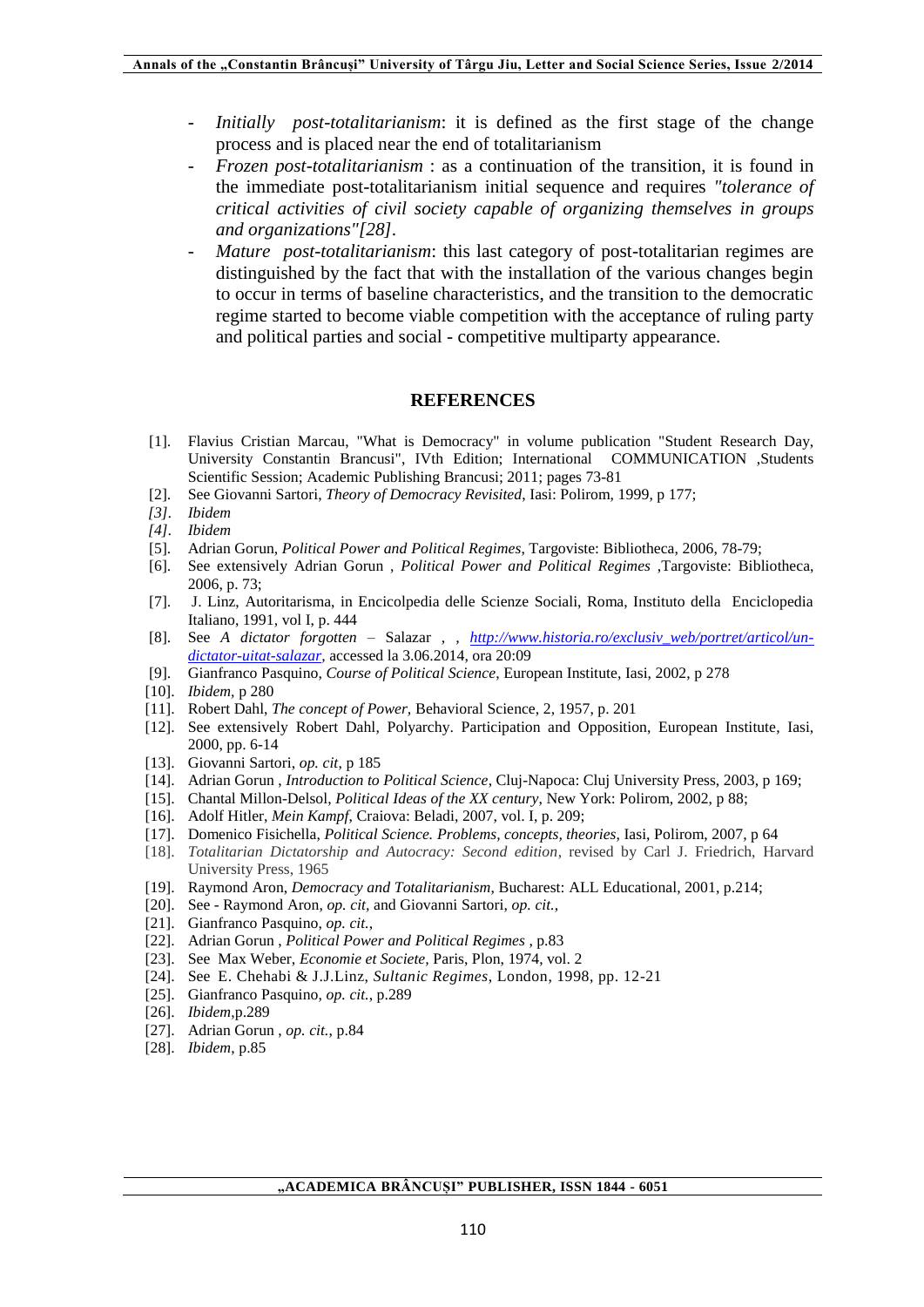- *Initially post-totalitarianism*: it is defined as the first stage of the change process and is placed near the end of totalitarianism
- *Frozen post-totalitarianism* : as a continuation of the transition, it is found in the immediate post-totalitarianism initial sequence and requires *"tolerance of critical activities of civil society capable of organizing themselves in groups and organizations"[28]*.
- *Mature post-totalitarianism*: this last category of post-totalitarian regimes are distinguished by the fact that with the installation of the various changes begin to occur in terms of baseline characteristics, and the transition to the democratic regime started to become viable competition with the acceptance of ruling party and political parties and social - competitive multiparty appearance.

## REFERENCES

[1]. Flavius Cristian Marcau, "What is Democracy" in volume publication "Student Research Day, University Constantin Brancusi", IVth Edition; International COMMUNICATION ,Students Scientific Session; Academic Publishing Brancusi; 2011; pages 73-81

[2]. See Giovanni Sartori, *Theory of Democracy Revisited*, Iasi: Polirom, 1999, p 177;

*[3]. Ibidem*

*[4]. Ibidem*

[5]. Adrian Gorun, *Political Power and Political Regimes*, Targoviste: Bibliotheca, 2006, 78-79;

[6]. See extensively Adrian Gorun , *Political Power and Political Regimes* ,Targoviste: Bibliotheca, 2006, p. 73;

[7]. J. Linz, Autoritarisma, in Encicolpedia delle Scienze Sociali, Roma, Instituto della Enciclopedia Italiano, 1991, vol I, p. 444

[8]. See *A dictator forgotten* – Salazar , , *http://www.historia.ro/exclusiv_web/portret/articol/un-dictator-uitat-salazar*, accessed la 3.06.2014, ora 20:09

[9]. Gianfranco Pasquino, *Course of Political Science*, European Institute, Iasi, 2002, p 278

[10]. *Ibidem*, p 280

[11]. Robert Dahl, *The concept of Power,* Behavioral Science, 2, 1957, p. 201

[12]. See extensively Robert Dahl, Polyarchy. Participation and Opposition, European Institute, Iasi, 2000, pp. 6-14

[13]. Giovanni Sartori, *op. cit*, p 185

[14]. Adrian Gorun , *Introduction to Political Science*, Cluj-Napoca: Cluj University Press, 2003, p 169;

[15]. Chantal Millon-Delsol, *Political Ideas of the XX century,* New York: Polirom, 2002, p 88;

[16]. Adolf Hitler, *Mein Kampf*, Craiova: Beladi, 2007, vol. I, p. 209;

[17]. Domenico Fisichella, *Political Science. Problems, concepts, theories,* Iasi, Polirom, 2007, p 64

[18]. *Totalitarian Dictatorship and Autocracy: Second edition*, revised by Carl J. Friedrich, Harvard University Press, 1965

[19]. Raymond Aron, *Democracy and Totalitarianism*, Bucharest: ALL Educational, 2001, p.214;

[20]. See - Raymond Aron, *op. cit,* and Giovanni Sartori, *op. cit.,*

[21]. Gianfranco Pasquino, *op. cit.,*

[22]. Adrian Gorun , *Political Power and Political Regimes* , p.83

[23]. See Max Weber, *Economie et Societe,* Paris, Plon, 1974, vol. 2

[24]. See E. Chehabi & J.J.Linz, *Sultanic Regimes*, London, 1998, pp. 12-21

[25]. Gianfranco Pasquino, *op. cit.*, p.289

[26]. *Ibidem*,p.289

[27]. Adrian Gorun , *op. cit.*, p.84

[28]. *Ibidem*, p.85